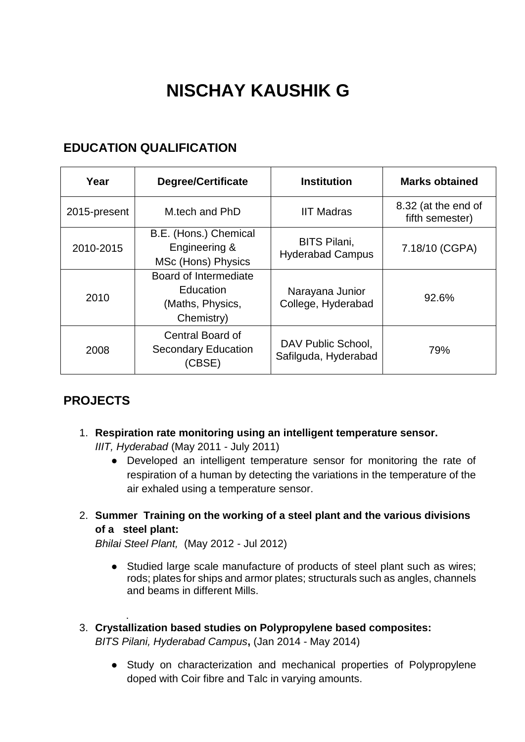# NISCHAY KAUSHIK G

## EDUCATION QUALIFICATION

| Year | Degree/Certificate | Institution | Marks obtained |
|---|---|---|---|
| 2015-present | M.tech and PhD | IIT Madras | 8.32 (at the end of fifth semester) |
| 2010-2015 | B.E. (Hons.) Chemical Engineering & MSc (Hons) Physics | BITS Pilani, Hyderabad Campus | 7.18/10 (CGPA) |
| 2010 | Board of Intermediate Education (Maths, Physics, Chemistry) | Narayana Junior College, Hyderabad | 92.6% |
| 2008 | Central Board of Secondary Education (CBSE) | DAV Public School, Safilguda, Hyderabad | 79% |

## PROJECTS

1. **Respiration rate monitoring using an intelligent temperature sensor.**
   *IIIT, Hyderabad* (May 2011 - July 2011)
   - Developed an intelligent temperature sensor for monitoring the rate of respiration of a human by detecting the variations in the temperature of the air exhaled using a temperature sensor.

2. **Summer Training on the working of a steel plant and the various divisions of a steel plant:**
   *Bhilai Steel Plant,* (May 2012 - Jul 2012)
   - Studied large scale manufacture of products of steel plant such as wires; rods; plates for ships and armor plates; structurals such as angles, channels and beams in different Mills.

   .

3. **Crystallization based studies on Polypropylene based composites:**
   *BITS Pilani, Hyderabad Campus***,** (Jan 2014 - May 2014)
   - Study on characterization and mechanical properties of Polypropylene doped with Coir fibre and Talc in varying amounts.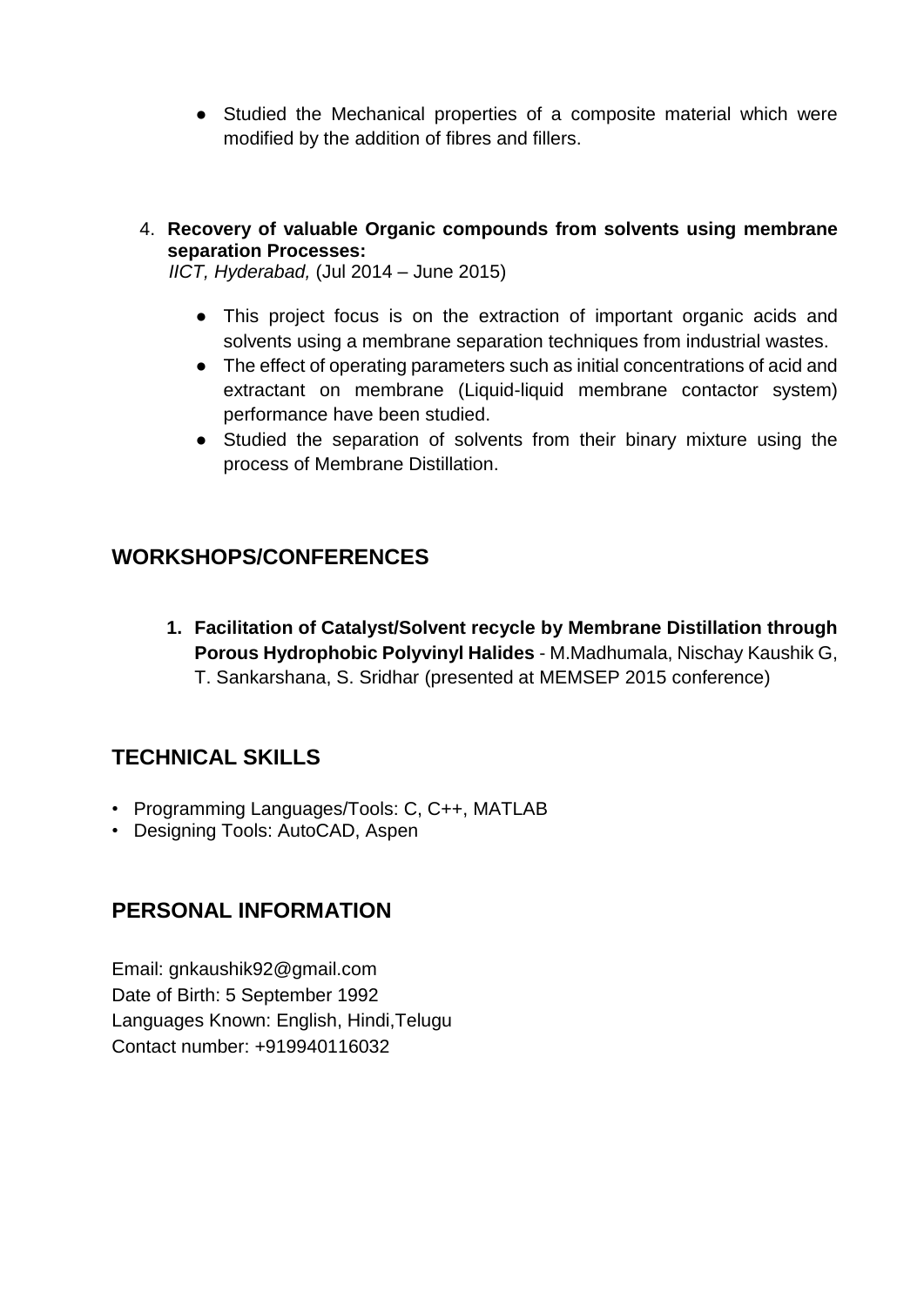- Studied the Mechanical properties of a composite material which were modified by the addition of fibres and fillers.

4. **Recovery of valuable Organic compounds from solvents using membrane separation Processes:**
   *IICT, Hyderabad,* (Jul 2014 – June 2015)

   - This project focus is on the extraction of important organic acids and solvents using a membrane separation techniques from industrial wastes.
   - The effect of operating parameters such as initial concentrations of acid and extractant on membrane (Liquid-liquid membrane contactor system) performance have been studied.
   - Studied the separation of solvents from their binary mixture using the process of Membrane Distillation.

## WORKSHOPS/CONFERENCES

1. **Facilitation of Catalyst/Solvent recycle by Membrane Distillation through Porous Hydrophobic Polyvinyl Halides** - M.Madhumala, Nischay Kaushik G, T. Sankarshana, S. Sridhar (presented at MEMSEP 2015 conference)

## TECHNICAL SKILLS

- Programming Languages/Tools: C, C++, MATLAB
- Designing Tools: AutoCAD, Aspen

## PERSONAL INFORMATION

Email: gnkaushik92@gmail.com
Date of Birth: 5 September 1992
Languages Known: English, Hindi,Telugu
Contact number: +919940116032